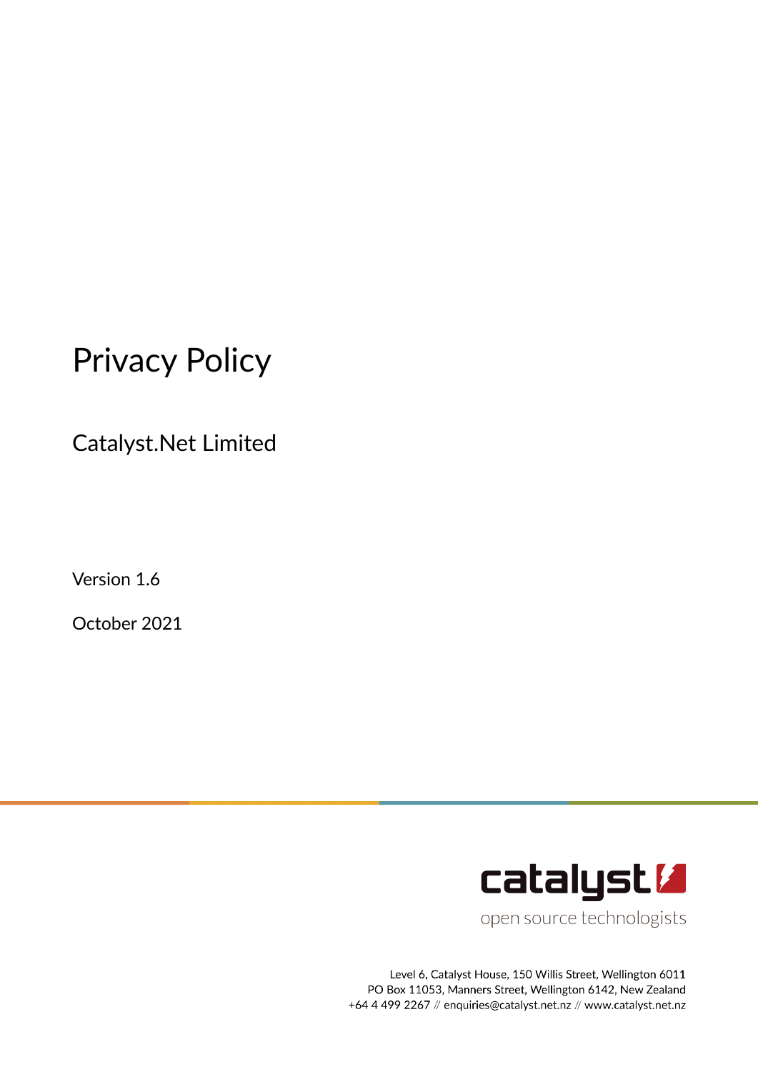# Privacy Policy

## Catalyst.Net Limited

Version 1.6

October 2021

catalyst

open source technologists

Level 6, Catalyst House, 150 Willis Street, Wellington 6011
PO Box 11053, Manners Street, Wellington 6142, New Zealand
+64 4 499 2267 // enquiries@catalyst.net.nz // www.catalyst.net.nz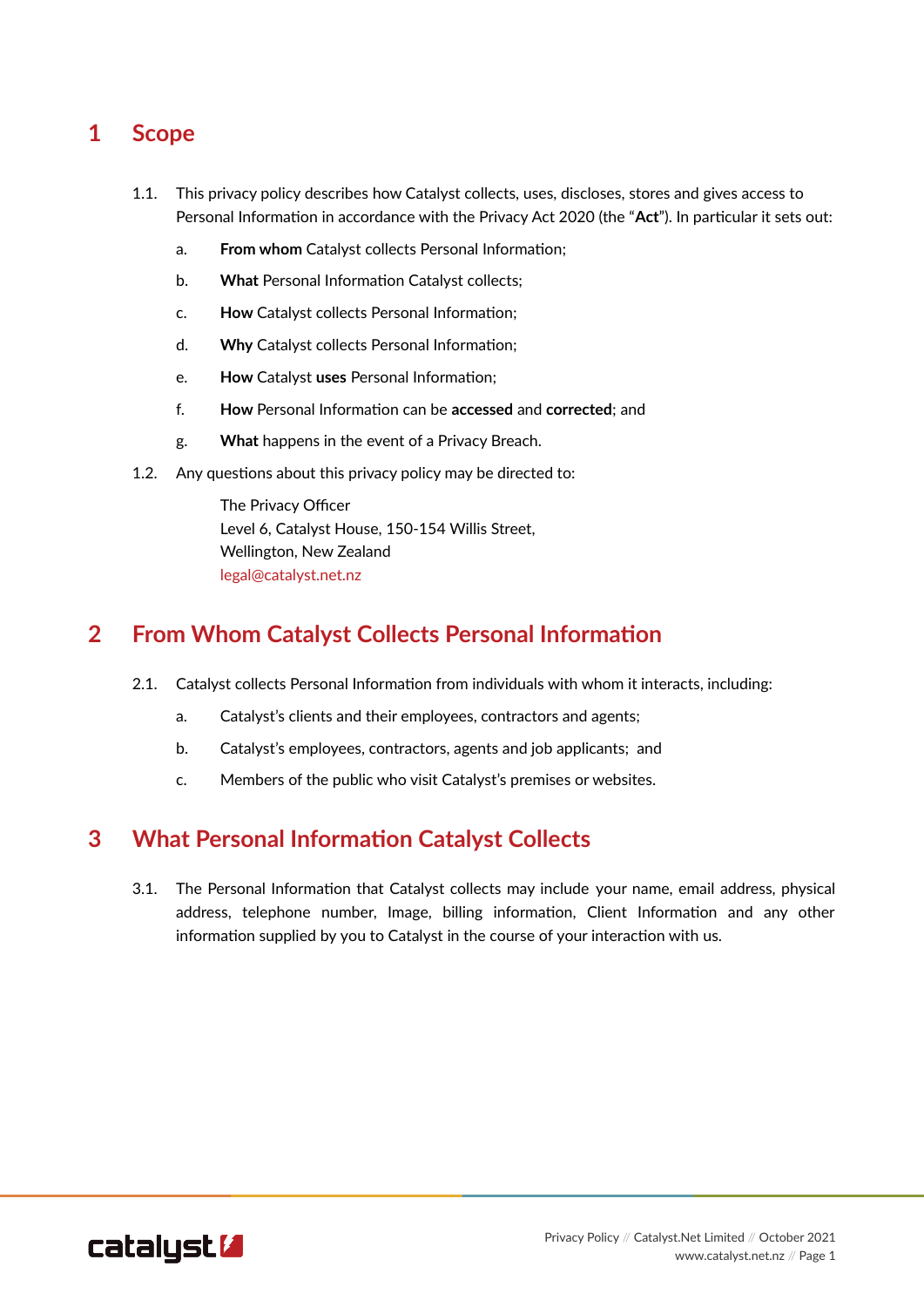# 1 Scope

1.1. This privacy policy describes how Catalyst collects, uses, discloses, stores and gives access to Personal Information in accordance with the Privacy Act 2020 (the "**Act**"). In particular it sets out:

a. **From whom** Catalyst collects Personal Information;

b. **What** Personal Information Catalyst collects;

c. **How** Catalyst collects Personal Information;

d. **Why** Catalyst collects Personal Information;

e. **How** Catalyst **uses** Personal Information;

f. **How** Personal Information can be **accessed** and **corrected**; and

g. **What** happens in the event of a Privacy Breach.

1.2. Any questions about this privacy policy may be directed to:

The Privacy Officer
Level 6, Catalyst House, 150-154 Willis Street,
Wellington, New Zealand
legal@catalyst.net.nz

# 2 From Whom Catalyst Collects Personal Information

2.1. Catalyst collects Personal Information from individuals with whom it interacts, including:

a. Catalyst's clients and their employees, contractors and agents;

b. Catalyst's employees, contractors, agents and job applicants; and

c. Members of the public who visit Catalyst's premises or websites.

# 3 What Personal Information Catalyst Collects

3.1. The Personal Information that Catalyst collects may include your name, email address, physical address, telephone number, Image, billing information, Client Information and any other information supplied by you to Catalyst in the course of your interaction with us.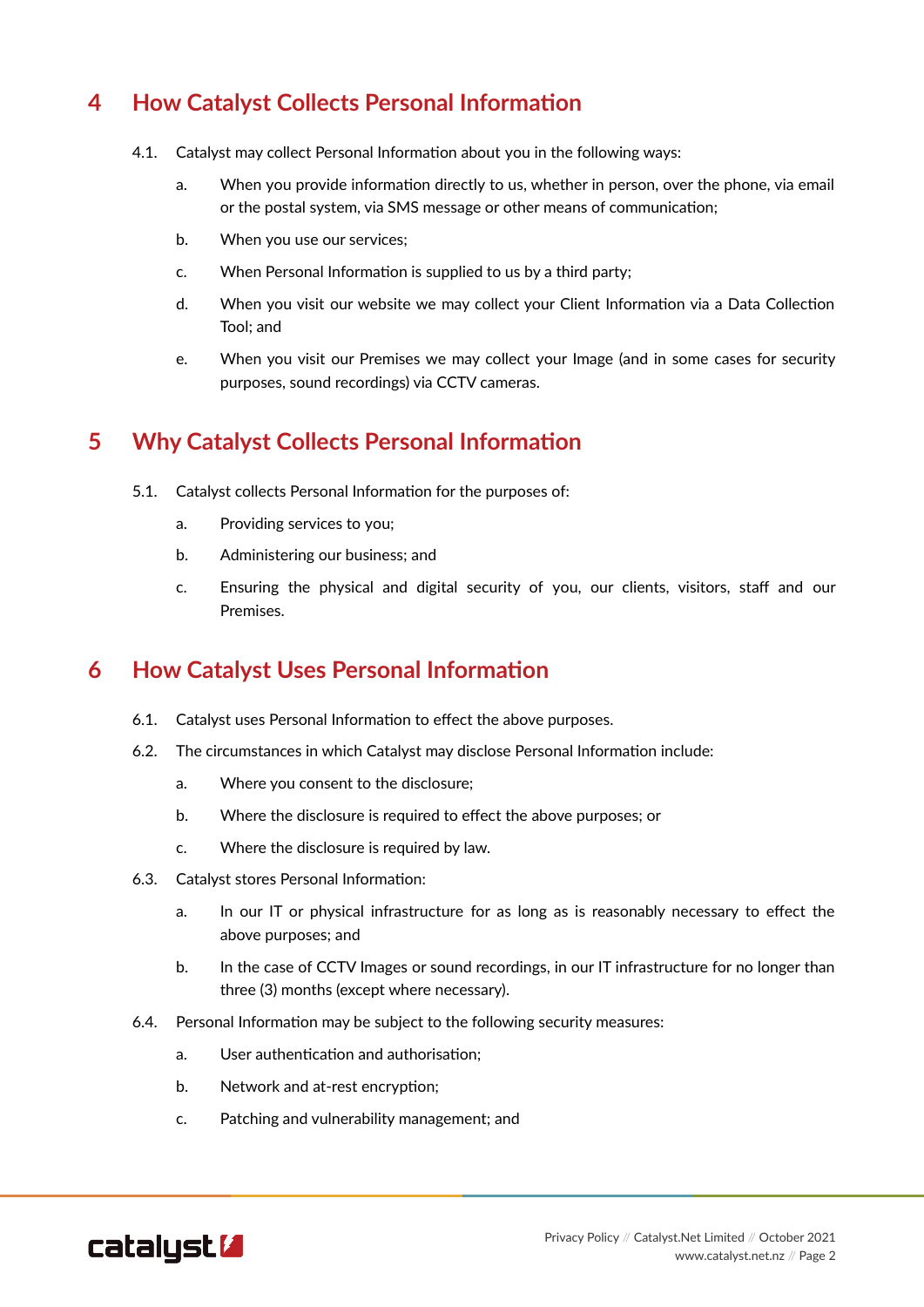## 4 How Catalyst Collects Personal Information

4.1. Catalyst may collect Personal Information about you in the following ways:

a. When you provide information directly to us, whether in person, over the phone, via email or the postal system, via SMS message or other means of communication;

b. When you use our services;

c. When Personal Information is supplied to us by a third party;

d. When you visit our website we may collect your Client Information via a Data Collection Tool; and

e. When you visit our Premises we may collect your Image (and in some cases for security purposes, sound recordings) via CCTV cameras.

## 5 Why Catalyst Collects Personal Information

5.1. Catalyst collects Personal Information for the purposes of:

a. Providing services to you;

b. Administering our business; and

c. Ensuring the physical and digital security of you, our clients, visitors, staff and our Premises.

## 6 How Catalyst Uses Personal Information

6.1. Catalyst uses Personal Information to effect the above purposes.

6.2. The circumstances in which Catalyst may disclose Personal Information include:

a. Where you consent to the disclosure;

b. Where the disclosure is required to effect the above purposes; or

c. Where the disclosure is required by law.

6.3. Catalyst stores Personal Information:

a. In our IT or physical infrastructure for as long as is reasonably necessary to effect the above purposes; and

b. In the case of CCTV Images or sound recordings, in our IT infrastructure for no longer than three (3) months (except where necessary).

6.4. Personal Information may be subject to the following security measures:

a. User authentication and authorisation;

b. Network and at-rest encryption;

c. Patching and vulnerability management; and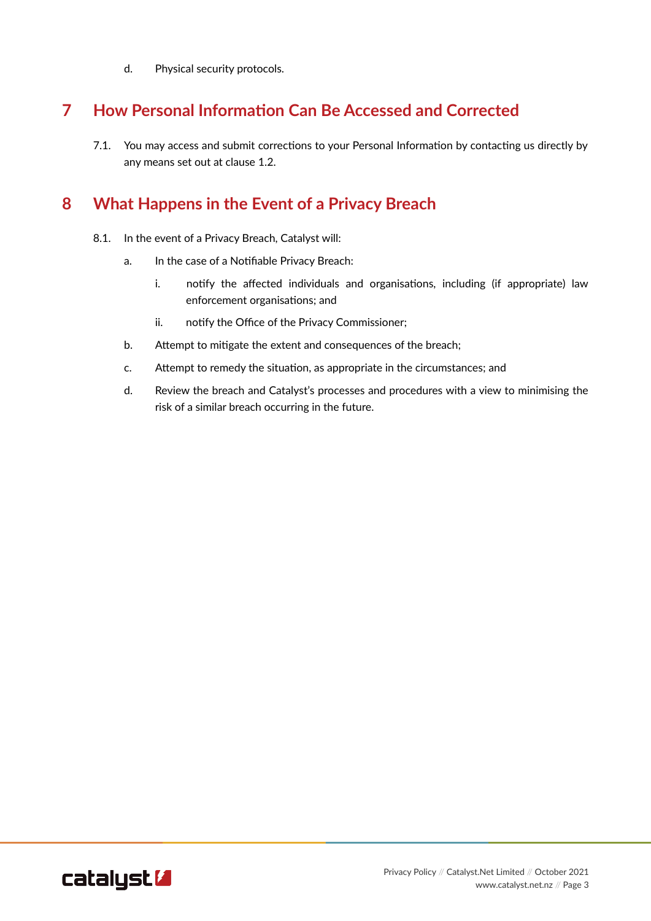d. Physical security protocols.

## 7 How Personal Information Can Be Accessed and Corrected

7.1. You may access and submit corrections to your Personal Information by contacting us directly by any means set out at clause 1.2.

## 8 What Happens in the Event of a Privacy Breach

8.1. In the event of a Privacy Breach, Catalyst will:

a. In the case of a Notifiable Privacy Breach:

i. notify the affected individuals and organisations, including (if appropriate) law enforcement organisations; and

ii. notify the Office of the Privacy Commissioner;

b. Attempt to mitigate the extent and consequences of the breach;

c. Attempt to remedy the situation, as appropriate in the circumstances; and

d. Review the breach and Catalyst's processes and procedures with a view to minimising the risk of a similar breach occurring in the future.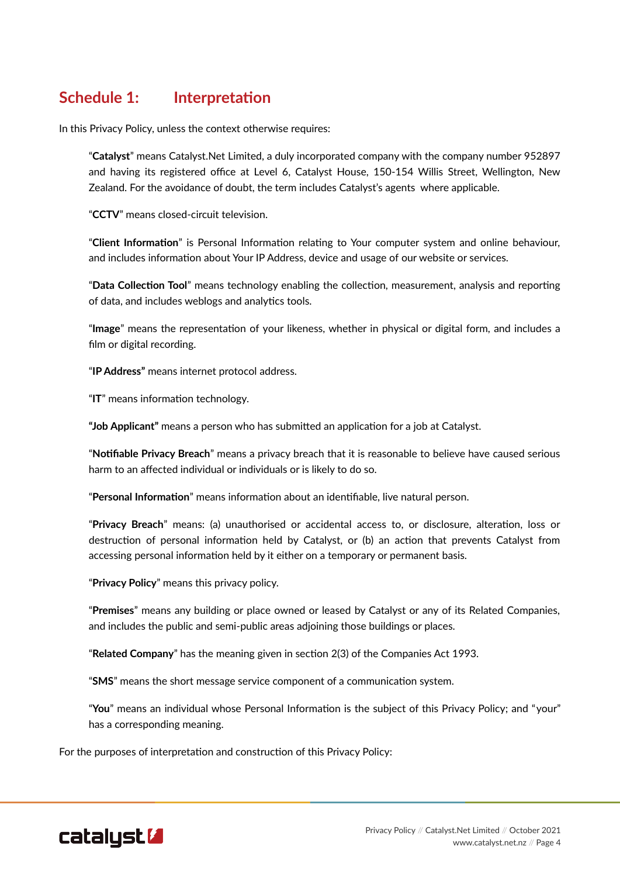# Schedule 1: Interpretation

In this Privacy Policy, unless the context otherwise requires:

"**Catalyst**" means Catalyst.Net Limited, a duly incorporated company with the company number 952897 and having its registered office at Level 6, Catalyst House, 150-154 Willis Street, Wellington, New Zealand. For the avoidance of doubt, the term includes Catalyst's agents where applicable.

"**CCTV**" means closed-circuit television.

"**Client Information**" is Personal Information relating to Your computer system and online behaviour, and includes information about Your IP Address, device and usage of our website or services.

"**Data Collection Tool**" means technology enabling the collection, measurement, analysis and reporting of data, and includes weblogs and analytics tools.

"**Image**" means the representation of your likeness, whether in physical or digital form, and includes a film or digital recording.

"**IP Address"** means internet protocol address.

"**IT**" means information technology.

**"Job Applicant"** means a person who has submitted an application for a job at Catalyst.

"**Notifiable Privacy Breach**" means a privacy breach that it is reasonable to believe have caused serious harm to an affected individual or individuals or is likely to do so.

"**Personal Information**" means information about an identifiable, live natural person.

"**Privacy Breach**" means: (a) unauthorised or accidental access to, or disclosure, alteration, loss or destruction of personal information held by Catalyst, or (b) an action that prevents Catalyst from accessing personal information held by it either on a temporary or permanent basis.

"**Privacy Policy**" means this privacy policy.

"**Premises**" means any building or place owned or leased by Catalyst or any of its Related Companies, and includes the public and semi-public areas adjoining those buildings or places.

"**Related Company**" has the meaning given in section 2(3) of the Companies Act 1993.

"**SMS**" means the short message service component of a communication system.

"**You**" means an individual whose Personal Information is the subject of this Privacy Policy; and "your" has a corresponding meaning.

For the purposes of interpretation and construction of this Privacy Policy: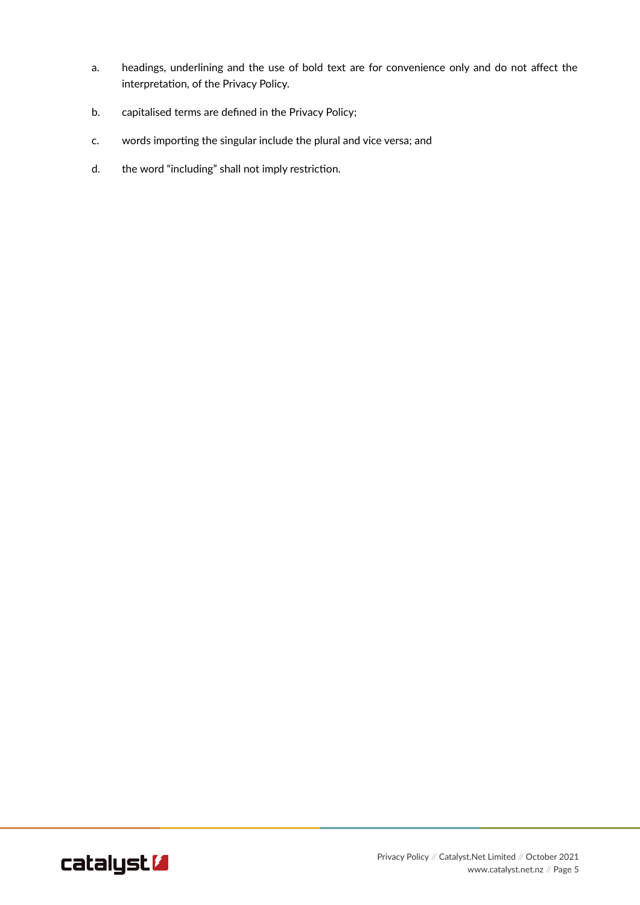a. headings, underlining and the use of bold text are for convenience only and do not affect the interpretation, of the Privacy Policy.

b. capitalised terms are defined in the Privacy Policy;

c. words importing the singular include the plural and vice versa; and

d. the word “including” shall not imply restriction.